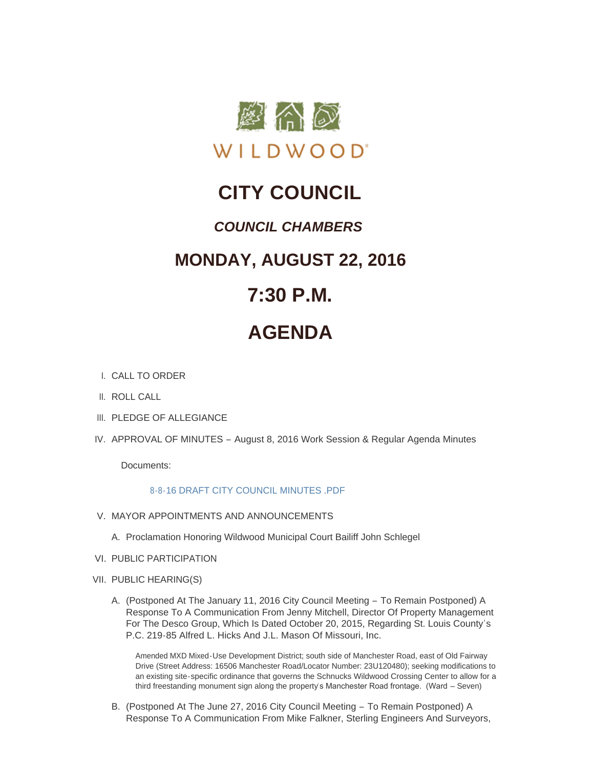WILDWOOD®

# CITY COUNCIL

## *COUNCIL CHAMBERS*

## MONDAY, AUGUST 22, 2016

## 7:30 P.M.

## AGENDA

I. CALL TO ORDER

II. ROLL CALL

III. PLEDGE OF ALLEGIANCE

IV. APPROVAL OF MINUTES – August 8, 2016 Work Session & Regular Agenda Minutes

Documents:

8-8-16 DRAFT CITY COUNCIL MINUTES .PDF

V. MAYOR APPOINTMENTS AND ANNOUNCEMENTS

A. Proclamation Honoring Wildwood Municipal Court Bailiff John Schlegel

VI. PUBLIC PARTICIPATION

VII. PUBLIC HEARING(S)

A. (Postponed At The January 11, 2016 City Council Meeting – To Remain Postponed) A Response To A Communication From Jenny Mitchell, Director Of Property Management For The Desco Group, Which Is Dated October 20, 2015, Regarding St. Louis County's P.C. 219-85 Alfred L. Hicks And J.L. Mason Of Missouri, Inc.

Amended MXD Mixed-Use Development District; south side of Manchester Road, east of Old Fairway Drive (Street Address: 16506 Manchester Road/Locator Number: 23U120480); seeking modifications to an existing site-specific ordinance that governs the Schnucks Wildwood Crossing Center to allow for a third freestanding monument sign along the property's Manchester Road frontage. (Ward – Seven)

B. (Postponed At The June 27, 2016 City Council Meeting – To Remain Postponed) A Response To A Communication From Mike Falkner, Sterling Engineers And Surveyors,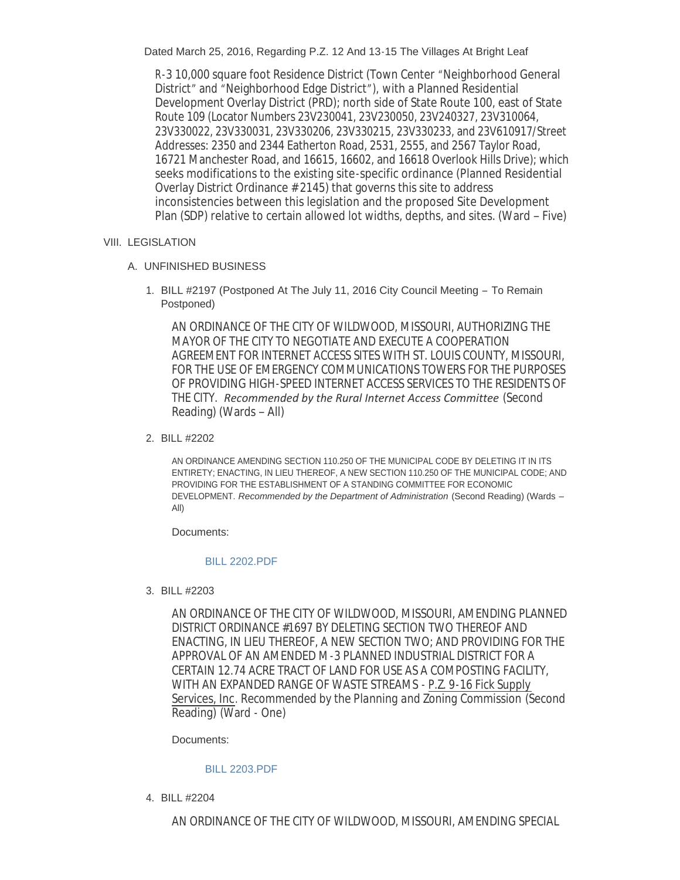Dated March 25, 2016, Regarding P.Z. 12 And 13-15 The Villages At Bright Leaf

R-3 10,000 square foot Residence District (Town Center "Neighborhood General District" and "Neighborhood Edge District"), with a Planned Residential Development Overlay District (PRD); north side of State Route 100, east of State Route 109 (Locator Numbers 23V230041, 23V230050, 23V240327, 23V310064, 23V330022, 23V330031, 23V330206, 23V330215, 23V330233, and 23V610917/Street Addresses: 2350 and 2344 Eatherton Road, 2531, 2555, and 2567 Taylor Road, 16721 Manchester Road, and 16615, 16602, and 16618 Overlook Hills Drive); which seeks modifications to the existing site-specific ordinance (Planned Residential Overlay District Ordinance #2145) that governs this site to address inconsistencies between this legislation and the proposed Site Development Plan (SDP) relative to certain allowed lot widths, depths, and sites. (Ward – Five)

VIII. LEGISLATION

A. UNFINISHED BUSINESS

1. BILL #2197 (Postponed At The July 11, 2016 City Council Meeting – To Remain Postponed)

   AN ORDINANCE OF THE CITY OF WILDWOOD, MISSOURI, AUTHORIZING THE MAYOR OF THE CITY TO NEGOTIATE AND EXECUTE A COOPERATION AGREEMENT FOR INTERNET ACCESS SITES WITH ST. LOUIS COUNTY, MISSOURI, FOR THE USE OF EMERGENCY COMMUNICATIONS TOWERS FOR THE PURPOSES OF PROVIDING HIGH-SPEED INTERNET ACCESS SERVICES TO THE RESIDENTS OF THE CITY. *Recommended by the Rural Internet Access Committee* (Second Reading) (Wards – All)

2. BILL #2202

   AN ORDINANCE AMENDING SECTION 110.250 OF THE MUNICIPAL CODE BY DELETING IT IN ITS ENTIRETY; ENACTING, IN LIEU THEREOF, A NEW SECTION 110.250 OF THE MUNICIPAL CODE; AND PROVIDING FOR THE ESTABLISHMENT OF A STANDING COMMITTEE FOR ECONOMIC DEVELOPMENT. *Recommended by the Department of Administration* (Second Reading) (Wards – All)

   Documents:

   BILL 2202.PDF

3. BILL #2203

   AN ORDINANCE OF THE CITY OF WILDWOOD, MISSOURI, AMENDING PLANNED DISTRICT ORDINANCE #1697 BY DELETING SECTION TWO THEREOF AND ENACTING, IN LIEU THEREOF, A NEW SECTION TWO; AND PROVIDING FOR THE APPROVAL OF AN AMENDED M-3 PLANNED INDUSTRIAL DISTRICT FOR A CERTAIN 12.74 ACRE TRACT OF LAND FOR USE AS A COMPOSTING FACILITY, WITH AN EXPANDED RANGE OF WASTE STREAMS - P.Z. 9-16 Fick Supply Services, Inc. Recommended by the Planning and Zoning Commission (Second Reading) (Ward - One)

   Documents:

   BILL 2203.PDF

4. BILL #2204

   AN ORDINANCE OF THE CITY OF WILDWOOD, MISSOURI, AMENDING SPECIAL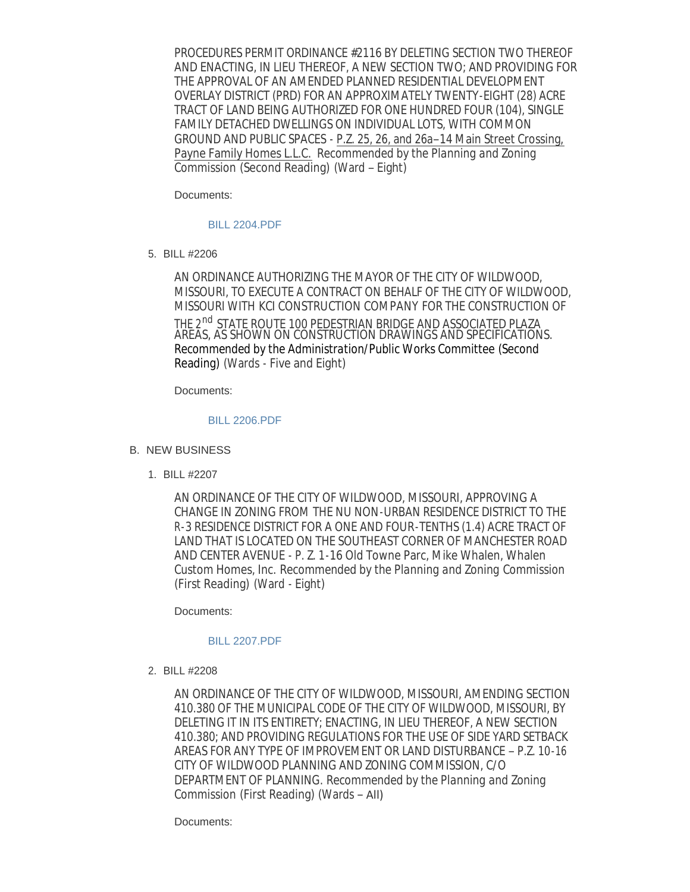PROCEDURES PERMIT ORDINANCE #2116 BY DELETING SECTION TWO THEREOF AND ENACTING, IN LIEU THEREOF, A NEW SECTION TWO; AND PROVIDING FOR THE APPROVAL OF AN AMENDED PLANNED RESIDENTIAL DEVELOPMENT OVERLAY DISTRICT (PRD) FOR AN APPROXIMATELY TWENTY-EIGHT (28) ACRE TRACT OF LAND BEING AUTHORIZED FOR ONE HUNDRED FOUR (104), SINGLE FAMILY DETACHED DWELLINGS ON INDIVIDUAL LOTS, WITH COMMON GROUND AND PUBLIC SPACES - P.Z. 25, 26, and 26a–14 Main Street Crossing, Payne Family Homes L.L.C. *Recommended by the Planning and Zoning Commission (Second Reading) (Ward – Eight)*

Documents:

BILL 2204.PDF

5. BILL #2206

AN ORDINANCE AUTHORIZING THE MAYOR OF THE CITY OF WILDWOOD, MISSOURI, TO EXECUTE A CONTRACT ON BEHALF OF THE CITY OF WILDWOOD, MISSOURI WITH KCI CONSTRUCTION COMPANY FOR THE CONSTRUCTION OF THE 2nd STATE ROUTE 100 PEDESTRIAN BRIDGE AND ASSOCIATED PLAZA AREAS, AS SHOWN ON CONSTRUCTION DRAWINGS AND SPECIFICATIONS. Recommended by the Administration/Public Works Committee (Second Reading) (Wards - Five and Eight)

Documents:

BILL 2206.PDF

B. NEW BUSINESS

1. BILL #2207

AN ORDINANCE OF THE CITY OF WILDWOOD, MISSOURI, APPROVING A CHANGE IN ZONING FROM THE NU NON-URBAN RESIDENCE DISTRICT TO THE R-3 RESIDENCE DISTRICT FOR A ONE AND FOUR-TENTHS (1.4) ACRE TRACT OF LAND THAT IS LOCATED ON THE SOUTHEAST CORNER OF MANCHESTER ROAD AND CENTER AVENUE - P. Z. 1-16 Old Towne Parc, Mike Whalen, Whalen Custom Homes, Inc. *Recommended by the Planning and Zoning Commission (First Reading) (Ward - Eight)*

Documents:

BILL 2207.PDF

2. BILL #2208

AN ORDINANCE OF THE CITY OF WILDWOOD, MISSOURI, AMENDING SECTION 410.380 OF THE MUNICIPAL CODE OF THE CITY OF WILDWOOD, MISSOURI, BY DELETING IT IN ITS ENTIRETY; ENACTING, IN LIEU THEREOF, A NEW SECTION 410.380; AND PROVIDING REGULATIONS FOR THE USE OF SIDE YARD SETBACK AREAS FOR ANY TYPE OF IMPROVEMENT OR LAND DISTURBANCE – P.Z. 10-16 CITY OF WILDWOOD PLANNING AND ZONING COMMISSION, C/O DEPARTMENT OF PLANNING. *Recommended by the Planning and Zoning Commission (First Reading) (Wards – All)*

Documents: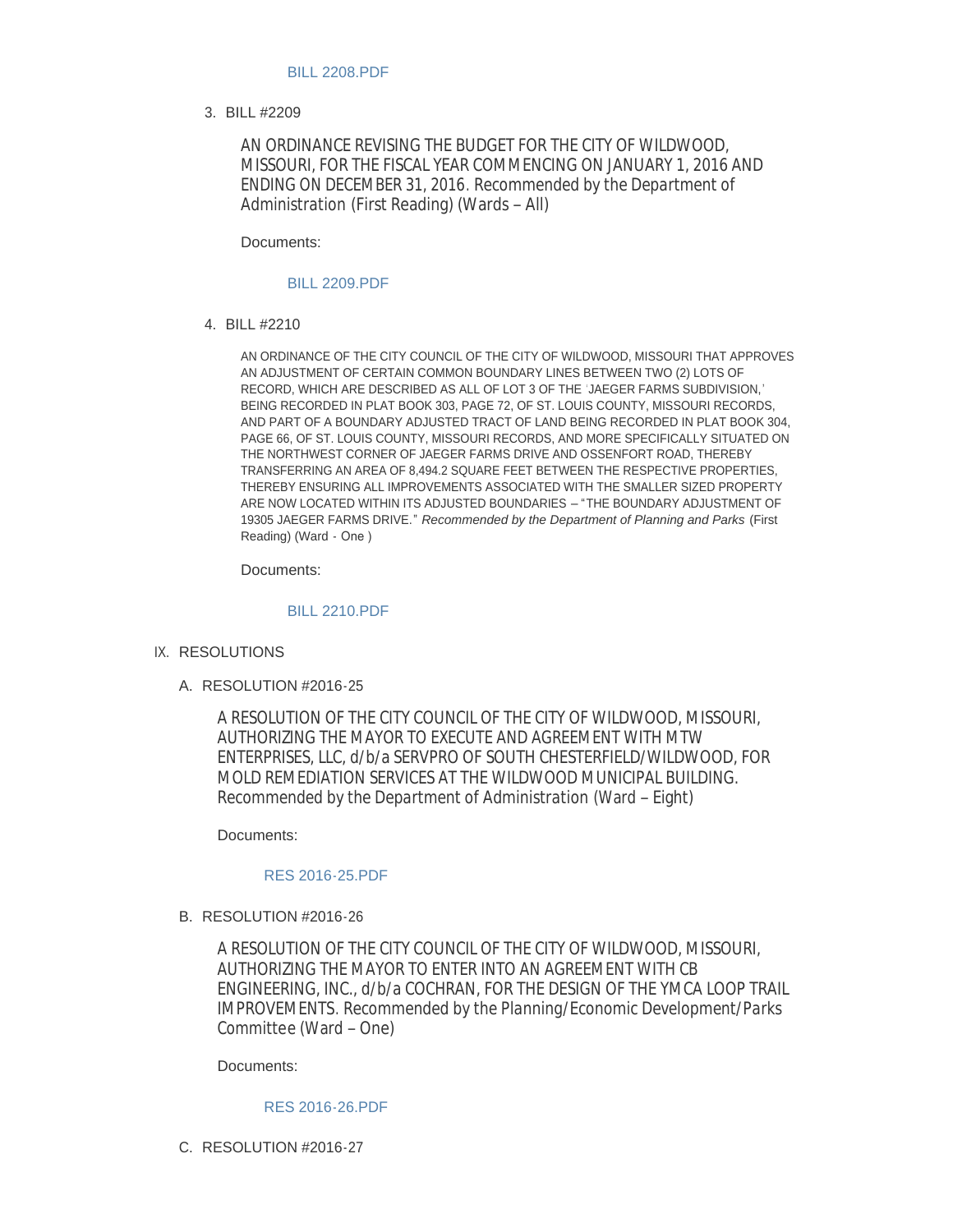BILL 2208.PDF

3. BILL #2209

AN ORDINANCE REVISING THE BUDGET FOR THE CITY OF WILDWOOD, MISSOURI, FOR THE FISCAL YEAR COMMENCING ON JANUARY 1, 2016 AND ENDING ON DECEMBER 31, 2016. Recommended by the Department of Administration (First Reading) (Wards – All)

Documents:

BILL 2209.PDF

4. BILL #2210

AN ORDINANCE OF THE CITY COUNCIL OF THE CITY OF WILDWOOD, MISSOURI THAT APPROVES AN ADJUSTMENT OF CERTAIN COMMON BOUNDARY LINES BETWEEN TWO (2) LOTS OF RECORD, WHICH ARE DESCRIBED AS ALL OF LOT 3 OF THE 'JAEGER FARMS SUBDIVISION,' BEING RECORDED IN PLAT BOOK 303, PAGE 72, OF ST. LOUIS COUNTY, MISSOURI RECORDS, AND PART OF A BOUNDARY ADJUSTED TRACT OF LAND BEING RECORDED IN PLAT BOOK 304, PAGE 66, OF ST. LOUIS COUNTY, MISSOURI RECORDS, AND MORE SPECIFICALLY SITUATED ON THE NORTHWEST CORNER OF JAEGER FARMS DRIVE AND OSSENFORT ROAD, THEREBY TRANSFERRING AN AREA OF 8,494.2 SQUARE FEET BETWEEN THE RESPECTIVE PROPERTIES, THEREBY ENSURING ALL IMPROVEMENTS ASSOCIATED WITH THE SMALLER SIZED PROPERTY ARE NOW LOCATED WITHIN ITS ADJUSTED BOUNDARIES – "THE BOUNDARY ADJUSTMENT OF 19305 JAEGER FARMS DRIVE." *Recommended by the Department of Planning and Parks* (First Reading) (Ward - One )

Documents:

BILL 2210.PDF

IX. RESOLUTIONS

A. RESOLUTION #2016-25

A RESOLUTION OF THE CITY COUNCIL OF THE CITY OF WILDWOOD, MISSOURI, AUTHORIZING THE MAYOR TO EXECUTE AND AGREEMENT WITH MTW ENTERPRISES, LLC, d/b/a SERVPRO OF SOUTH CHESTERFIELD/WILDWOOD, FOR MOLD REMEDIATION SERVICES AT THE WILDWOOD MUNICIPAL BUILDING. Recommended by the Department of Administration (Ward – Eight)

Documents:

RES 2016-25.PDF

B. RESOLUTION #2016-26

A RESOLUTION OF THE CITY COUNCIL OF THE CITY OF WILDWOOD, MISSOURI, AUTHORIZING THE MAYOR TO ENTER INTO AN AGREEMENT WITH CB ENGINEERING, INC., d/b/a COCHRAN, FOR THE DESIGN OF THE YMCA LOOP TRAIL IMPROVEMENTS. Recommended by the Planning/Economic Development/Parks Committee (Ward – One)

Documents:

RES 2016-26.PDF

C. RESOLUTION #2016-27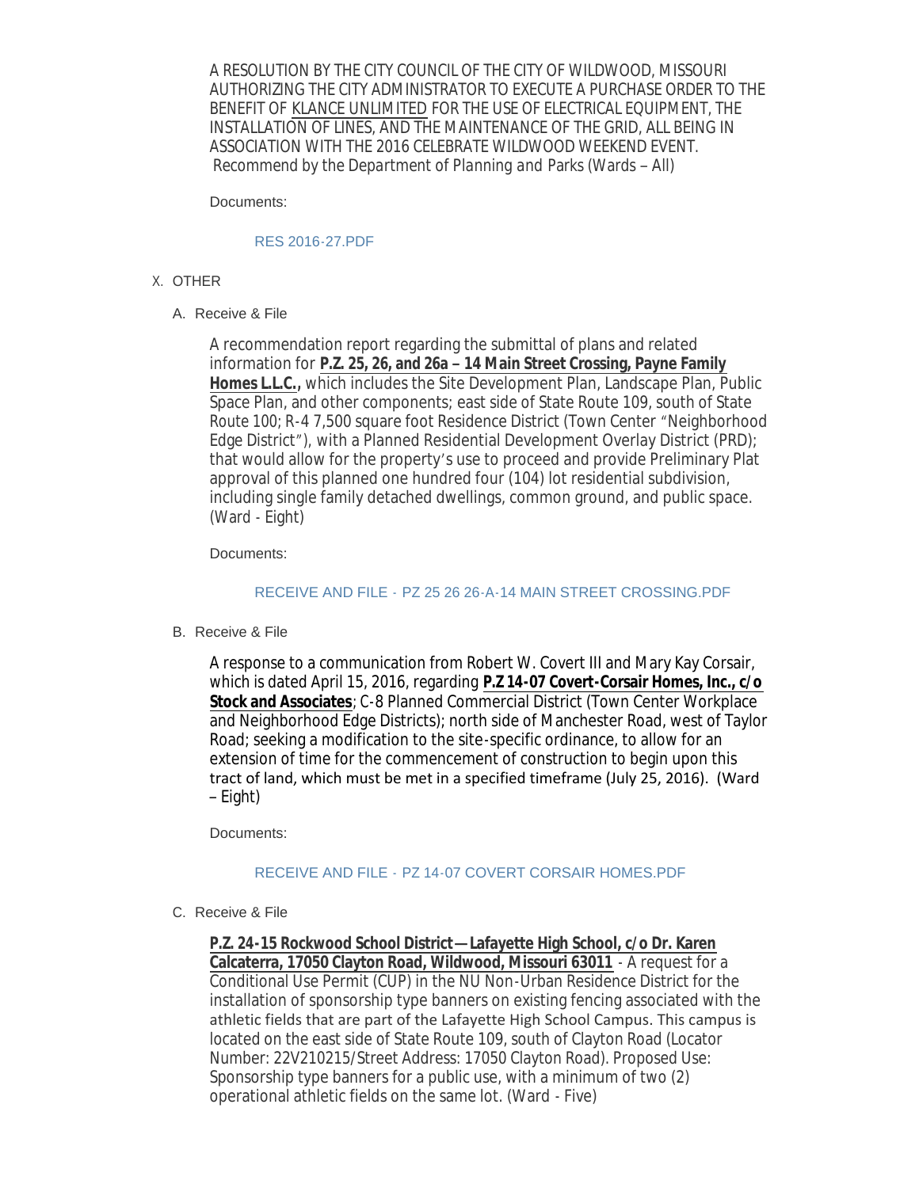A RESOLUTION BY THE CITY COUNCIL OF THE CITY OF WILDWOOD, MISSOURI AUTHORIZING THE CITY ADMINISTRATOR TO EXECUTE A PURCHASE ORDER TO THE BENEFIT OF KLANCE UNLIMITED FOR THE USE OF ELECTRICAL EQUIPMENT, THE INSTALLATION OF LINES, AND THE MAINTENANCE OF THE GRID, ALL BEING IN ASSOCIATION WITH THE 2016 CELEBRATE WILDWOOD WEEKEND EVENT. *Recommend by the Department of Planning and Parks (Wards – All)*

Documents:

RES 2016-27.PDF

X. OTHER

A. Receive & File

A recommendation report regarding the submittal of plans and related information for **P.Z. 25, 26, and 26a – 14 Main Street Crossing, Payne Family Homes L.L.C.,** which includes the Site Development Plan, Landscape Plan, Public Space Plan, and other components; east side of State Route 109, south of State Route 100; R-4 7,500 square foot Residence District (Town Center "Neighborhood Edge District"), with a Planned Residential Development Overlay District (PRD); that would allow for the property's use to proceed and provide Preliminary Plat approval of this planned one hundred four (104) lot residential subdivision, including single family detached dwellings, common ground, and public space. (Ward - Eight)

Documents:

RECEIVE AND FILE - PZ 25 26 26-A-14 MAIN STREET CROSSING.PDF

B. Receive & File

A response to a communication from Robert W. Covert III and Mary Kay Corsair, which is dated April 15, 2016, regarding **P.Z 14-07 Covert-Corsair Homes, Inc., c/o Stock and Associates**; C-8 Planned Commercial District (Town Center Workplace and Neighborhood Edge Districts); north side of Manchester Road, west of Taylor Road; seeking a modification to the site-specific ordinance, to allow for an extension of time for the commencement of construction to begin upon this tract of land, which must be met in a specified timeframe (July 25, 2016). (Ward – Eight)

Documents:

RECEIVE AND FILE - PZ 14-07 COVERT CORSAIR HOMES.PDF

C. Receive & File

**P.Z. 24-15 Rockwood School District—Lafayette High School, c/o Dr. Karen Calcaterra, 17050 Clayton Road, Wildwood, Missouri 63011** - A request for a Conditional Use Permit (CUP) in the NU Non-Urban Residence District for the installation of sponsorship type banners on existing fencing associated with the athletic fields that are part of the Lafayette High School Campus. This campus is located on the east side of State Route 109, south of Clayton Road (Locator Number: 22V210215/Street Address: 17050 Clayton Road). Proposed Use: Sponsorship type banners for a public use, with a minimum of two (2) operational athletic fields on the same lot. (Ward - Five)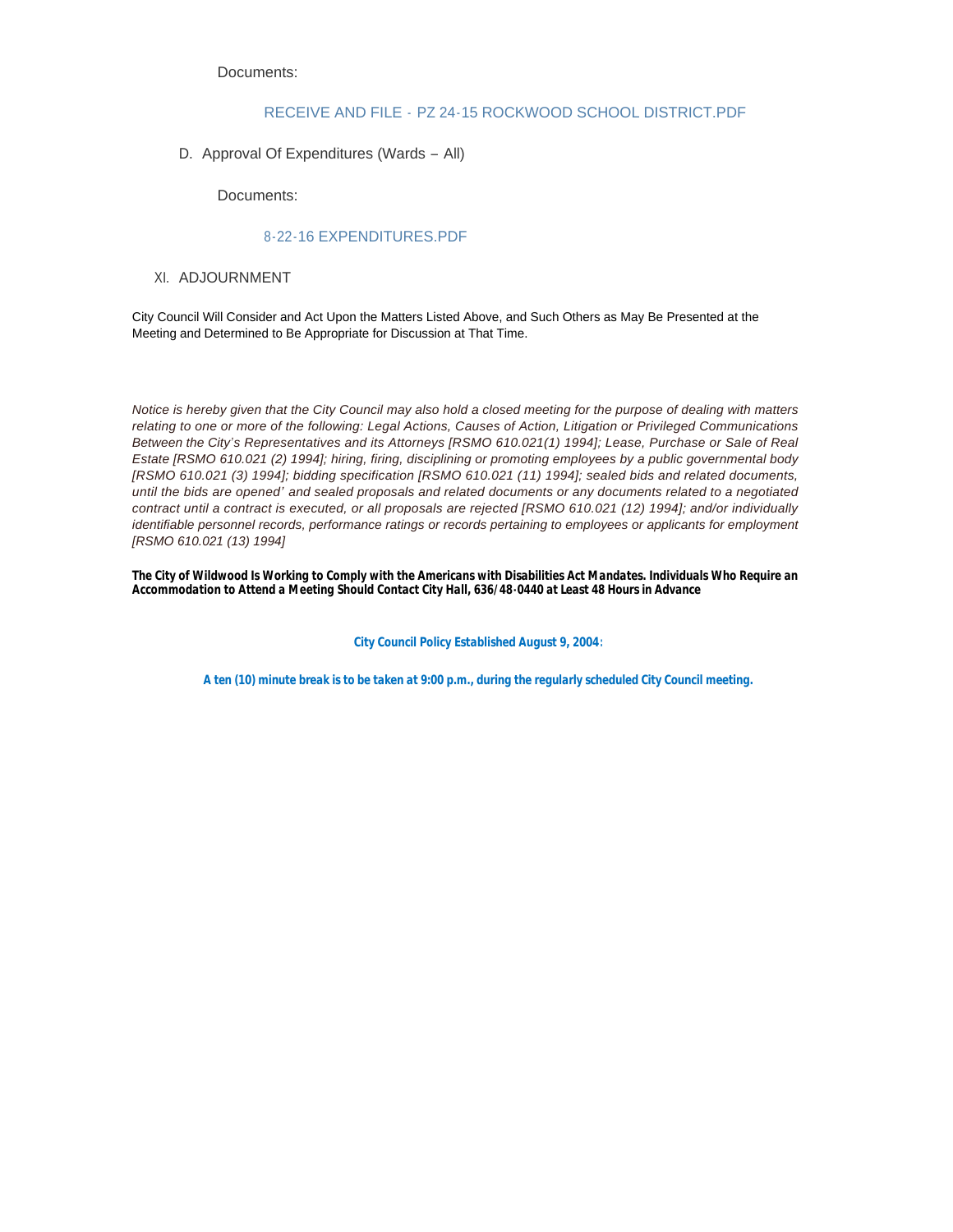Documents:

RECEIVE AND FILE - PZ 24-15 ROCKWOOD SCHOOL DISTRICT.PDF

D. Approval Of Expenditures (Wards – All)

Documents:

8-22-16 EXPENDITURES.PDF

XI. ADJOURNMENT

City Council Will Consider and Act Upon the Matters Listed Above, and Such Others as May Be Presented at the Meeting and Determined to Be Appropriate for Discussion at That Time.

*Notice is hereby given that the City Council may also hold a closed meeting for the purpose of dealing with matters relating to one or more of the following: Legal Actions, Causes of Action, Litigation or Privileged Communications Between the City's Representatives and its Attorneys [RSMO 610.021(1) 1994]; Lease, Purchase or Sale of Real Estate [RSMO 610.021 (2) 1994]; hiring, firing, disciplining or promoting employees by a public governmental body [RSMO 610.021 (3) 1994]; bidding specification [RSMO 610.021 (11) 1994]; sealed bids and related documents, until the bids are opened' and sealed proposals and related documents or any documents related to a negotiated contract until a contract is executed, or all proposals are rejected [RSMO 610.021 (12) 1994]; and/or individually identifiable personnel records, performance ratings or records pertaining to employees or applicants for employment [RSMO 610.021 (13) 1994]*

***The City of Wildwood Is Working to Comply with the Americans with Disabilities Act Mandates. Individuals Who Require an Accommodation to Attend a Meeting Should Contact City Hall, 636/48-0440 at Least 48 Hours in Advance***

**City Council Policy Established August 9, 2004:**

**A ten (10) minute break is to be taken at 9:00 p.m., during the regularly scheduled City Council meeting.**